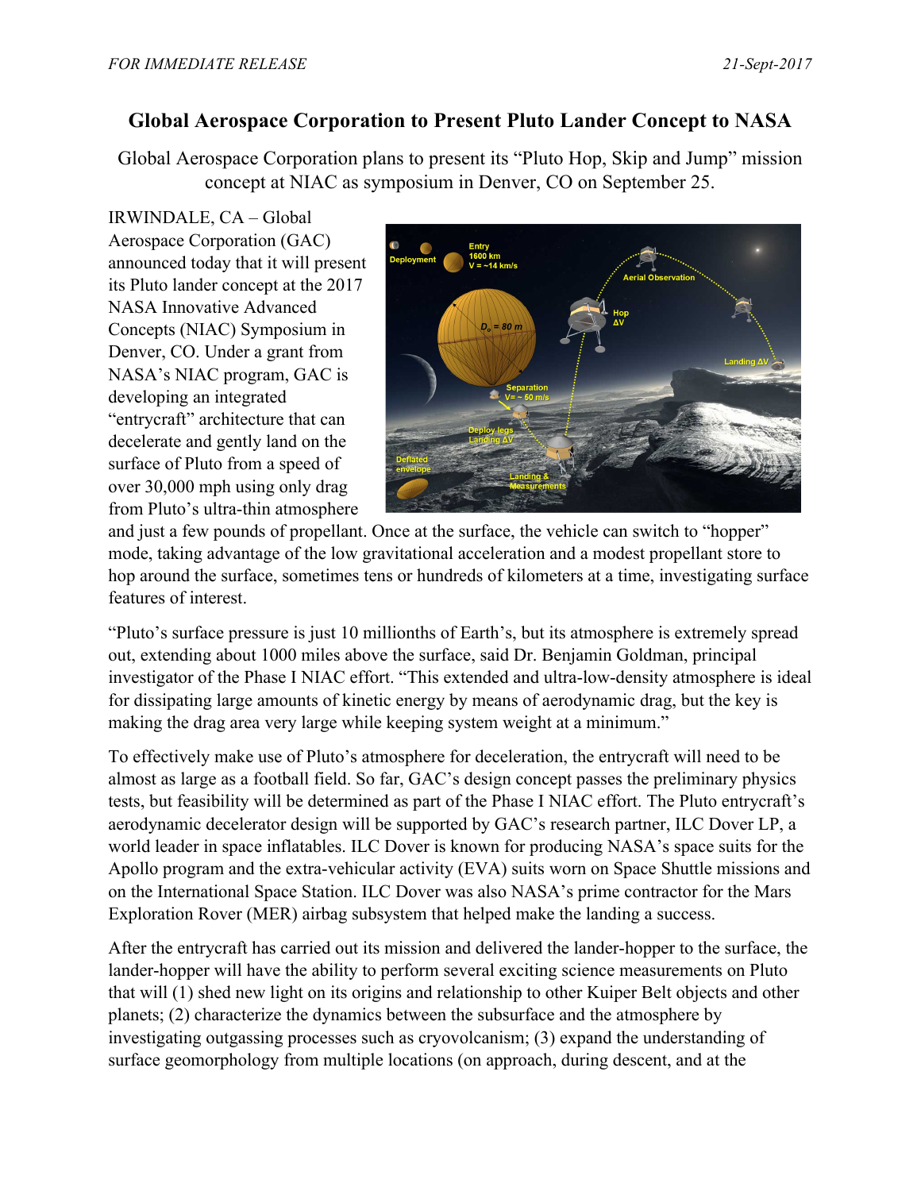*FOR IMMEDIATE RELEASE* *21-Sept-2017*

# Global Aerospace Corporation to Present Pluto Lander Concept to NASA

Global Aerospace Corporation plans to present its "Pluto Hop, Skip and Jump" mission concept at NIAC as symposium in Denver, CO on September 25.

IRWINDALE, CA – Global Aerospace Corporation (GAC) announced today that it will present its Pluto lander concept at the 2017 NASA Innovative Advanced Concepts (NIAC) Symposium in Denver, CO. Under a grant from NASA's NIAC program, GAC is developing an integrated "entrycraft" architecture that can decelerate and gently land on the surface of Pluto from a speed of over 30,000 mph using only drag from Pluto's ultra-thin atmosphere and just a few pounds of propellant. Once at the surface, the vehicle can switch to "hopper" mode, taking advantage of the low gravitational acceleration and a modest propellant store to hop around the surface, sometimes tens or hundreds of kilometers at a time, investigating surface features of interest.

"Pluto's surface pressure is just 10 millionths of Earth's, but its atmosphere is extremely spread out, extending about 1000 miles above the surface, said Dr. Benjamin Goldman, principal investigator of the Phase I NIAC effort. "This extended and ultra-low-density atmosphere is ideal for dissipating large amounts of kinetic energy by means of aerodynamic drag, but the key is making the drag area very large while keeping system weight at a minimum."

To effectively make use of Pluto's atmosphere for deceleration, the entrycraft will need to be almost as large as a football field. So far, GAC's design concept passes the preliminary physics tests, but feasibility will be determined as part of the Phase I NIAC effort. The Pluto entrycraft's aerodynamic decelerator design will be supported by GAC's research partner, ILC Dover LP, a world leader in space inflatables. ILC Dover is known for producing NASA's space suits for the Apollo program and the extra-vehicular activity (EVA) suits worn on Space Shuttle missions and on the International Space Station. ILC Dover was also NASA's prime contractor for the Mars Exploration Rover (MER) airbag subsystem that helped make the landing a success.

After the entrycraft has carried out its mission and delivered the lander-hopper to the surface, the lander-hopper will have the ability to perform several exciting science measurements on Pluto that will (1) shed new light on its origins and relationship to other Kuiper Belt objects and other planets; (2) characterize the dynamics between the subsurface and the atmosphere by investigating outgassing processes such as cryovolcanism; (3) expand the understanding of surface geomorphology from multiple locations (on approach, during descent, and at the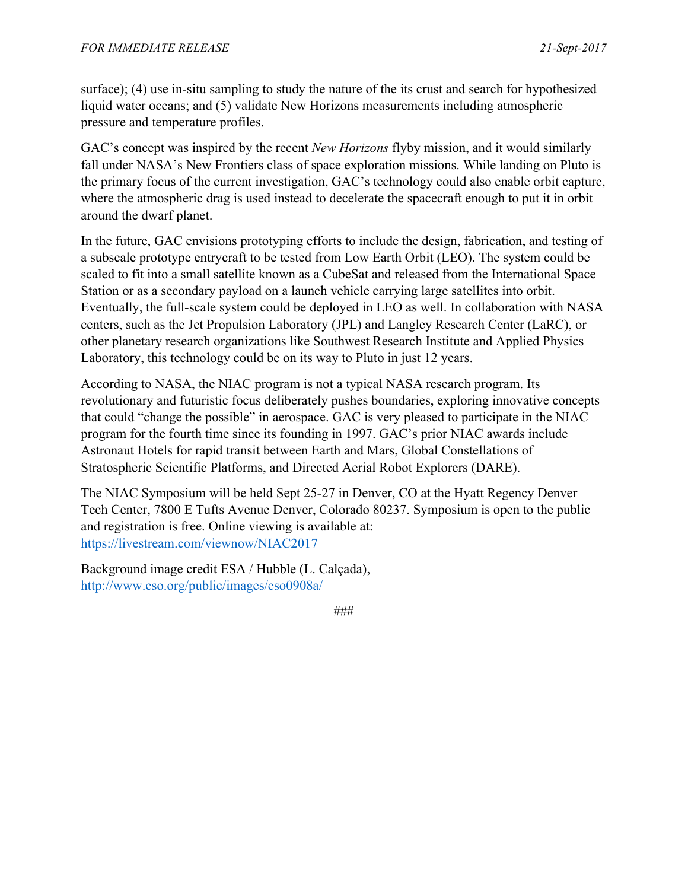surface); (4) use in-situ sampling to study the nature of the its crust and search for hypothesized liquid water oceans; and (5) validate New Horizons measurements including atmospheric pressure and temperature profiles.

GAC's concept was inspired by the recent *New Horizons* flyby mission, and it would similarly fall under NASA's New Frontiers class of space exploration missions. While landing on Pluto is the primary focus of the current investigation, GAC's technology could also enable orbit capture, where the atmospheric drag is used instead to decelerate the spacecraft enough to put it in orbit around the dwarf planet.

In the future, GAC envisions prototyping efforts to include the design, fabrication, and testing of a subscale prototype entrycraft to be tested from Low Earth Orbit (LEO). The system could be scaled to fit into a small satellite known as a CubeSat and released from the International Space Station or as a secondary payload on a launch vehicle carrying large satellites into orbit. Eventually, the full-scale system could be deployed in LEO as well. In collaboration with NASA centers, such as the Jet Propulsion Laboratory (JPL) and Langley Research Center (LaRC), or other planetary research organizations like Southwest Research Institute and Applied Physics Laboratory, this technology could be on its way to Pluto in just 12 years.

According to NASA, the NIAC program is not a typical NASA research program. Its revolutionary and futuristic focus deliberately pushes boundaries, exploring innovative concepts that could "change the possible" in aerospace. GAC is very pleased to participate in the NIAC program for the fourth time since its founding in 1997. GAC's prior NIAC awards include Astronaut Hotels for rapid transit between Earth and Mars, Global Constellations of Stratospheric Scientific Platforms, and Directed Aerial Robot Explorers (DARE).

The NIAC Symposium will be held Sept 25-27 in Denver, CO at the Hyatt Regency Denver Tech Center, 7800 E Tufts Avenue Denver, Colorado 80237. Symposium is open to the public and registration is free. Online viewing is available at: https://livestream.com/viewnow/NIAC2017

Background image credit ESA / Hubble (L. Calçada), http://www.eso.org/public/images/eso0908a/

###